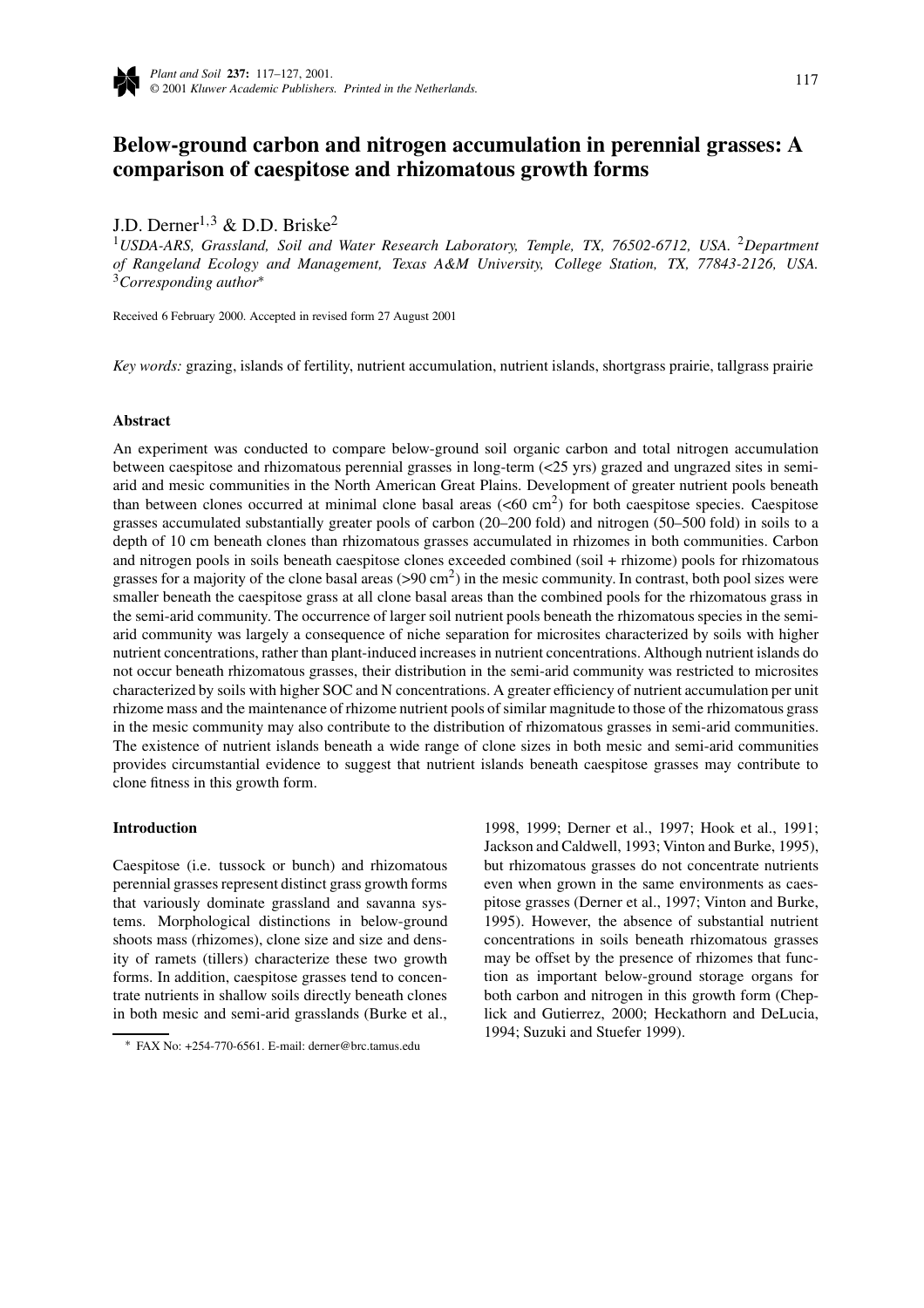# Below-ground carbon and nitrogen accumulation in perennial grasses: A comparison of caespitose and rhizomatous growth forms

J.D. Derner[1,3] & D.D. Briske[2]

[1]USDA-ARS, Grassland, Soil and Water Research Laboratory, Temple, TX, 76502-6712, USA. [2]Department of Rangeland Ecology and Management, Texas A&M University, College Station, TX, 77843-2126, USA. [3]Corresponding author*

Received 6 February 2000. Accepted in revised form 27 August 2001

*Key words:* grazing, islands of fertility, nutrient accumulation, nutrient islands, shortgrass prairie, tallgrass prairie

## Abstract

An experiment was conducted to compare below-ground soil organic carbon and total nitrogen accumulation between caespitose and rhizomatous perennial grasses in long-term (<25 yrs) grazed and ungrazed sites in semi-arid and mesic communities in the North American Great Plains. Development of greater nutrient pools beneath than between clones occurred at minimal clone basal areas (<60 cm$^2$) for both caespitose species. Caespitose grasses accumulated substantially greater pools of carbon (20–200 fold) and nitrogen (50–500 fold) in soils to a depth of 10 cm beneath clones than rhizomatous grasses accumulated in rhizomes in both communities. Carbon and nitrogen pools in soils beneath caespitose clones exceeded combined (soil + rhizome) pools for rhizomatous grasses for a majority of the clone basal areas (>90 cm$^2$) in the mesic community. In contrast, both pool sizes were smaller beneath the caespitose grass at all clone basal areas than the combined pools for the rhizomatous grass in the semi-arid community. The occurrence of larger soil nutrient pools beneath the rhizomatous species in the semi-arid community was largely a consequence of niche separation for microsites characterized by soils with higher nutrient concentrations, rather than plant-induced increases in nutrient concentrations. Although nutrient islands do not occur beneath rhizomatous grasses, their distribution in the semi-arid community was restricted to microsites characterized by soils with higher SOC and N concentrations. A greater efficiency of nutrient accumulation per unit rhizome mass and the maintenance of rhizome nutrient pools of similar magnitude to those of the rhizomatous grass in the mesic community may also contribute to the distribution of rhizomatous grasses in semi-arid communities. The existence of nutrient islands beneath a wide range of clone sizes in both mesic and semi-arid communities provides circumstantial evidence to suggest that nutrient islands beneath caespitose grasses may contribute to clone fitness in this growth form.

## Introduction

Caespitose (i.e. tussock or bunch) and rhizomatous perennial grasses represent distinct grass growth forms that variously dominate grassland and savanna systems. Morphological distinctions in below-ground shoots mass (rhizomes), clone size and size and density of ramets (tillers) characterize these two growth forms. In addition, caespitose grasses tend to concentrate nutrients in shallow soils directly beneath clones in both mesic and semi-arid grasslands (Burke et al., 1998, 1999; Derner et al., 1997; Hook et al., 1991; Jackson and Caldwell, 1993; Vinton and Burke, 1995), but rhizomatous grasses do not concentrate nutrients even when grown in the same environments as caespitose grasses (Derner et al., 1997; Vinton and Burke, 1995). However, the absence of substantial nutrient concentrations in soils beneath rhizomatous grasses may be offset by the presence of rhizomes that function as important below-ground storage organs for both carbon and nitrogen in this growth form (Cheplick and Gutierrez, 2000; Heckathorn and DeLucia, 1994; Suzuki and Stuefer 1999).

* FAX No: +254-770-6561. E-mail: derner@brc.tamus.edu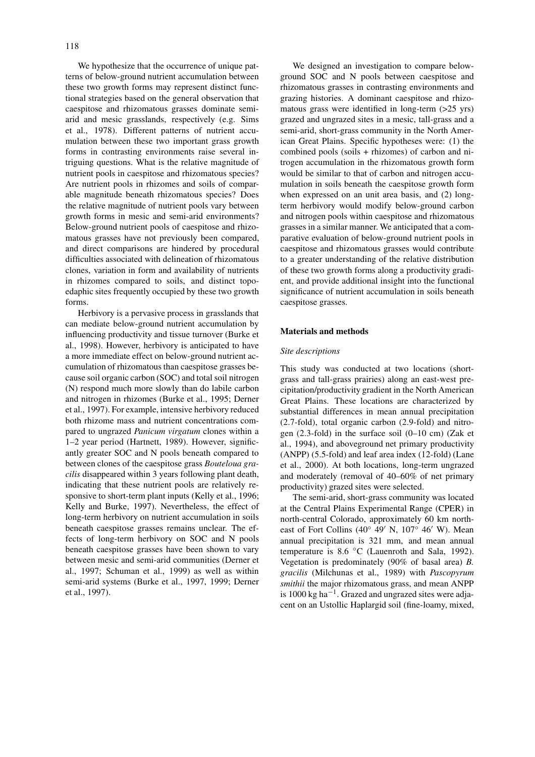We hypothesize that the occurrence of unique patterns of below-ground nutrient accumulation between these two growth forms may represent distinct functional strategies based on the general observation that caespitose and rhizomatous grasses dominate semi-arid and mesic grasslands, respectively (e.g. Sims et al., 1978). Different patterns of nutrient accumulation between these two important grass growth forms in contrasting environments raise several intriguing questions. What is the relative magnitude of nutrient pools in caespitose and rhizomatous species? Are nutrient pools in rhizomes and soils of comparable magnitude beneath rhizomatous species? Does the relative magnitude of nutrient pools vary between growth forms in mesic and semi-arid environments? Below-ground nutrient pools of caespitose and rhizomatous grasses have not previously been compared, and direct comparisons are hindered by procedural difficulties associated with delineation of rhizomatous clones, variation in form and availability of nutrients in rhizomes compared to soils, and distinct topo-edaphic sites frequently occupied by these two growth forms.

Herbivory is a pervasive process in grasslands that can mediate below-ground nutrient accumulation by influencing productivity and tissue turnover (Burke et al., 1998). However, herbivory is anticipated to have a more immediate effect on below-ground nutrient accumulation of rhizomatous than caespitose grasses because soil organic carbon (SOC) and total soil nitrogen (N) respond much more slowly than do labile carbon and nitrogen in rhizomes (Burke et al., 1995; Derner et al., 1997). For example, intensive herbivory reduced both rhizome mass and nutrient concentrations compared to ungrazed *Panicum virgatum* clones within a 1–2 year period (Hartnett, 1989). However, significantly greater SOC and N pools beneath compared to between clones of the caespitose grass *Bouteloua gracilis* disappeared within 3 years following plant death, indicating that these nutrient pools are relatively responsive to short-term plant inputs (Kelly et al., 1996; Kelly and Burke, 1997). Nevertheless, the effect of long-term herbivory on nutrient accumulation in soils beneath caespitose grasses remains unclear. The effects of long-term herbivory on SOC and N pools beneath caespitose grasses have been shown to vary between mesic and semi-arid communities (Derner et al., 1997; Schuman et al., 1999) as well as within semi-arid systems (Burke et al., 1997, 1999; Derner et al., 1997).

We designed an investigation to compare below-ground SOC and N pools between caespitose and rhizomatous grasses in contrasting environments and grazing histories. A dominant caespitose and rhizomatous grass were identified in long-term (>25 yrs) grazed and ungrazed sites in a mesic, tall-grass and a semi-arid, short-grass community in the North American Great Plains. Specific hypotheses were: (1) the combined pools (soils + rhizomes) of carbon and nitrogen accumulation in the rhizomatous growth form would be similar to that of carbon and nitrogen accumulation in soils beneath the caespitose growth form when expressed on an unit area basis, and (2) long-term herbivory would modify below-ground carbon and nitrogen pools within caespitose and rhizomatous grasses in a similar manner. We anticipated that a comparative evaluation of below-ground nutrient pools in caespitose and rhizomatous grasses would contribute to a greater understanding of the relative distribution of these two growth forms along a productivity gradient, and provide additional insight into the functional significance of nutrient accumulation in soils beneath caespitose grasses.

## Materials and methods

### *Site descriptions*

This study was conducted at two locations (short-grass and tall-grass prairies) along an east-west precipitation/productivity gradient in the North American Great Plains. These locations are characterized by substantial differences in mean annual precipitation (2.7-fold), total organic carbon (2.9-fold) and nitrogen (2.3-fold) in the surface soil (0–10 cm) (Zak et al., 1994), and aboveground net primary productivity (ANPP) (5.5-fold) and leaf area index (12-fold) (Lane et al., 2000). At both locations, long-term ungrazed and moderately (removal of 40–60% of net primary productivity) grazed sites were selected.

The semi-arid, short-grass community was located at the Central Plains Experimental Range (CPER) in north-central Colorado, approximately 60 km northeast of Fort Collins (40° 49′ N, 107° 46′ W). Mean annual precipitation is 321 mm, and mean annual temperature is 8.6 °C (Lauenroth and Sala, 1992). Vegetation is predominately (90% of basal area) *B. gracilis* (Milchunas et al., 1989) with *Pascopyrum smithii* the major rhizomatous grass, and mean ANPP is 1000 kg ha$^{-1}$. Grazed and ungrazed sites were adjacent on an Ustollic Haplargid soil (fine-loamy, mixed,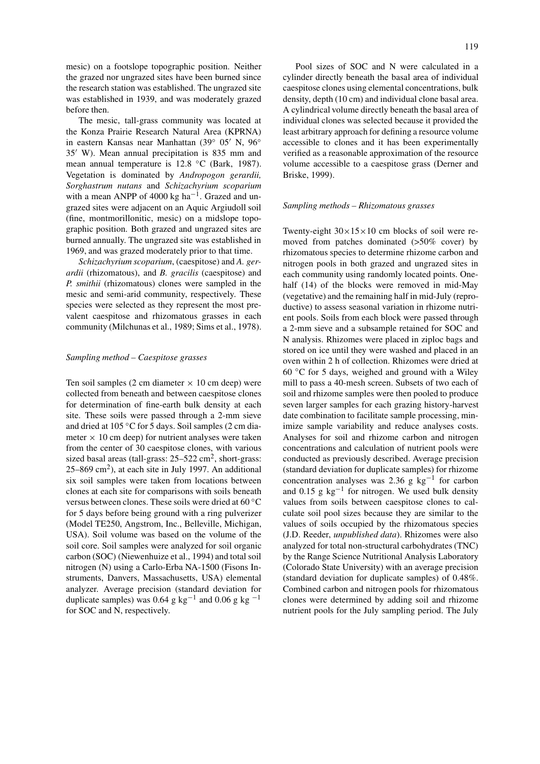mesic) on a footslope topographic position. Neither the grazed nor ungrazed sites have been burned since the research station was established. The ungrazed site was established in 1939, and was moderately grazed before then.

The mesic, tall-grass community was located at the Konza Prairie Research Natural Area (KPRNA) in eastern Kansas near Manhattan (39° 05′ N, 96° 35′ W). Mean annual precipitation is 835 mm and mean annual temperature is 12.8 °C (Bark, 1987). Vegetation is dominated by *Andropogon gerardii, Sorghastrum nutans* and *Schizachyrium scoparium* with a mean ANPP of 4000 kg ha$^{-1}$. Grazed and ungrazed sites were adjacent on an Aquic Argiudoll soil (fine, montmorillonitic, mesic) on a midslope topographic position. Both grazed and ungrazed sites are burned annually. The ungrazed site was established in 1969, and was grazed moderately prior to that time.

*Schizachyrium scoparium*, (caespitose) and *A. gerardii* (rhizomatous), and *B. gracilis* (caespitose) and *P. smithii* (rhizomatous) clones were sampled in the mesic and semi-arid community, respectively. These species were selected as they represent the most prevalent caespitose and rhizomatous grasses in each community (Milchunas et al., 1989; Sims et al., 1978).

### *Sampling method – Caespitose grasses*

Ten soil samples (2 cm diameter × 10 cm deep) were collected from beneath and between caespitose clones for determination of fine-earth bulk density at each site. These soils were passed through a 2-mm sieve and dried at 105 °C for 5 days. Soil samples (2 cm diameter × 10 cm deep) for nutrient analyses were taken from the center of 30 caespitose clones, with various sized basal areas (tall-grass: 25–522 cm$^2$, short-grass: 25–869 cm$^2$), at each site in July 1997. An additional six soil samples were taken from locations between clones at each site for comparisons with soils beneath versus between clones. These soils were dried at 60 °C for 5 days before being ground with a ring pulverizer (Model TE250, Angstrom, Inc., Belleville, Michigan, USA). Soil volume was based on the volume of the soil core. Soil samples were analyzed for soil organic carbon (SOC) (Niewenhuize et al., 1994) and total soil nitrogen (N) using a Carlo-Erba NA-1500 (Fisons Instruments, Danvers, Massachusetts, USA) elemental analyzer. Average precision (standard deviation for duplicate samples) was 0.64 g kg$^{-1}$ and 0.06 g kg$^{-1}$ for SOC and N, respectively.

Pool sizes of SOC and N were calculated in a cylinder directly beneath the basal area of individual caespitose clones using elemental concentrations, bulk density, depth (10 cm) and individual clone basal area. A cylindrical volume directly beneath the basal area of individual clones was selected because it provided the least arbitrary approach for defining a resource volume accessible to clones and it has been experimentally verified as a reasonable approximation of the resource volume accessible to a caespitose grass (Derner and Briske, 1999).

### *Sampling methods – Rhizomatous grasses*

Twenty-eight 30×15×10 cm blocks of soil were removed from patches dominated (>50% cover) by rhizomatous species to determine rhizome carbon and nitrogen pools in both grazed and ungrazed sites in each community using randomly located points. One-half (14) of the blocks were removed in mid-May (vegetative) and the remaining half in mid-July (reproductive) to assess seasonal variation in rhizome nutrient pools. Soils from each block were passed through a 2-mm sieve and a subsample retained for SOC and N analysis. Rhizomes were placed in ziploc bags and stored on ice until they were washed and placed in an oven within 2 h of collection. Rhizomes were dried at 60 °C for 5 days, weighed and ground with a Wiley mill to pass a 40-mesh screen. Subsets of two each of soil and rhizome samples were then pooled to produce seven larger samples for each grazing history-harvest date combination to facilitate sample processing, minimize sample variability and reduce analyses costs. Analyses for soil and rhizome carbon and nitrogen concentrations and calculation of nutrient pools were conducted as previously described. Average precision (standard deviation for duplicate samples) for rhizome concentration analyses was 2.36 g kg$^{-1}$ for carbon and 0.15 g kg$^{-1}$ for nitrogen. We used bulk density values from soils between caespitose clones to calculate soil pool sizes because they are similar to the values of soils occupied by the rhizomatous species (J.D. Reeder, *unpublished data*). Rhizomes were also analyzed for total non-structural carbohydrates (TNC) by the Range Science Nutritional Analysis Laboratory (Colorado State University) with an average precision (standard deviation for duplicate samples) of 0.48%. Combined carbon and nitrogen pools for rhizomatous clones were determined by adding soil and rhizome nutrient pools for the July sampling period. The July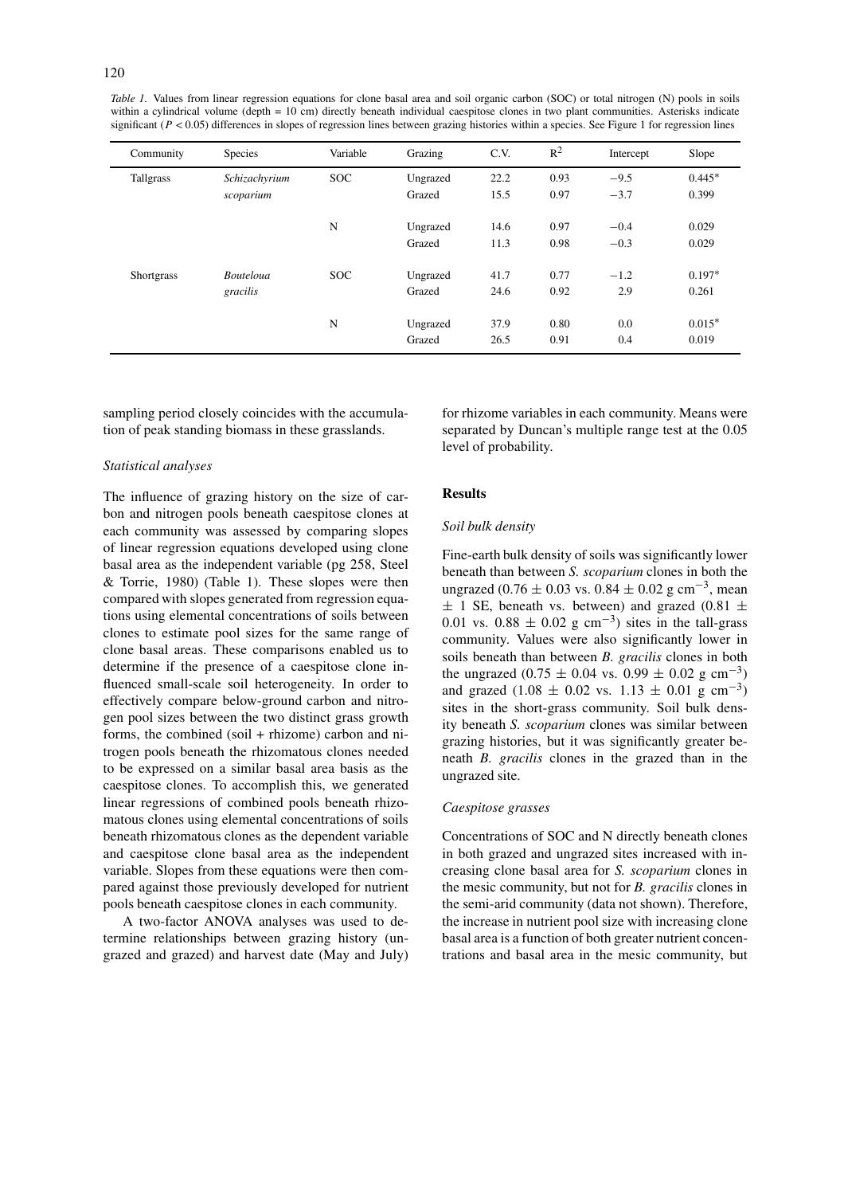*Table 1.* Values from linear regression equations for clone basal area and soil organic carbon (SOC) or total nitrogen (N) pools in soils within a cylindrical volume (depth = 10 cm) directly beneath individual caespitose clones in two plant communities. Asterisks indicate significant ($P < 0.05$) differences in slopes of regression lines between grazing histories within a species. See Figure 1 for regression lines

| Community | Species | Variable | Grazing | C.V. | $R^2$ | Intercept | Slope |
|---|---|---|---|---|---|---|---|
| Tallgrass | *Schizachyrium scoparium* | SOC | Ungrazed | 22.2 | 0.93 | −9.5 | 0.445* |
| | | | Grazed | 15.5 | 0.97 | −3.7 | 0.399 |
| | | N | Ungrazed | 14.6 | 0.97 | −0.4 | 0.029 |
| | | | Grazed | 11.3 | 0.98 | −0.3 | 0.029 |
| Shortgrass | *Bouteloua gracilis* | SOC | Ungrazed | 41.7 | 0.77 | −1.2 | 0.197* |
| | | | Grazed | 24.6 | 0.92 | 2.9 | 0.261 |
| | | N | Ungrazed | 37.9 | 0.80 | 0.0 | 0.015* |
| | | | Grazed | 26.5 | 0.91 | 0.4 | 0.019 |

sampling period closely coincides with the accumulation of peak standing biomass in these grasslands.

### *Statistical analyses*

The influence of grazing history on the size of carbon and nitrogen pools beneath caespitose clones at each community was assessed by comparing slopes of linear regression equations developed using clone basal area as the independent variable (pg 258, Steel & Torrie, 1980) (Table 1). These slopes were then compared with slopes generated from regression equations using elemental concentrations of soils between clones to estimate pool sizes for the same range of clone basal areas. These comparisons enabled us to determine if the presence of a caespitose clone influenced small-scale soil heterogeneity. In order to effectively compare below-ground carbon and nitrogen pool sizes between the two distinct grass growth forms, the combined (soil + rhizome) carbon and nitrogen pools beneath the rhizomatous clones needed to be expressed on a similar basal area basis as the caespitose clones. To accomplish this, we generated linear regressions of combined pools beneath rhizomatous clones using elemental concentrations of soils beneath rhizomatous clones as the dependent variable and caespitose clone basal area as the independent variable. Slopes from these equations were then compared against those previously developed for nutrient pools beneath caespitose clones in each community.

A two-factor ANOVA analyses was used to determine relationships between grazing history (ungrazed and grazed) and harvest date (May and July) for rhizome variables in each community. Means were separated by Duncan's multiple range test at the 0.05 level of probability.

## Results

### *Soil bulk density*

Fine-earth bulk density of soils was significantly lower beneath than between *S. scoparium* clones in both the ungrazed ($0.76 \pm 0.03$ vs. $0.84 \pm 0.02$ g cm$^{-3}$, mean $\pm$ 1 SE, beneath vs. between) and grazed ($0.81 \pm 0.01$ vs. $0.88 \pm 0.02$ g cm$^{-3}$) sites in the tall-grass community. Values were also significantly lower in soils beneath than between *B. gracilis* clones in both the ungrazed ($0.75 \pm 0.04$ vs. $0.99 \pm 0.02$ g cm$^{-3}$) and grazed ($1.08 \pm 0.02$ vs. $1.13 \pm 0.01$ g cm$^{-3}$) sites in the short-grass community. Soil bulk density beneath *S. scoparium* clones was similar between grazing histories, but it was significantly greater beneath *B. gracilis* clones in the grazed than in the ungrazed site.

### *Caespitose grasses*

Concentrations of SOC and N directly beneath clones in both grazed and ungrazed sites increased with increasing clone basal area for *S. scoparium* clones in the mesic community, but not for *B. gracilis* clones in the semi-arid community (data not shown). Therefore, the increase in nutrient pool size with increasing clone basal area is a function of both greater nutrient concentrations and basal area in the mesic community, but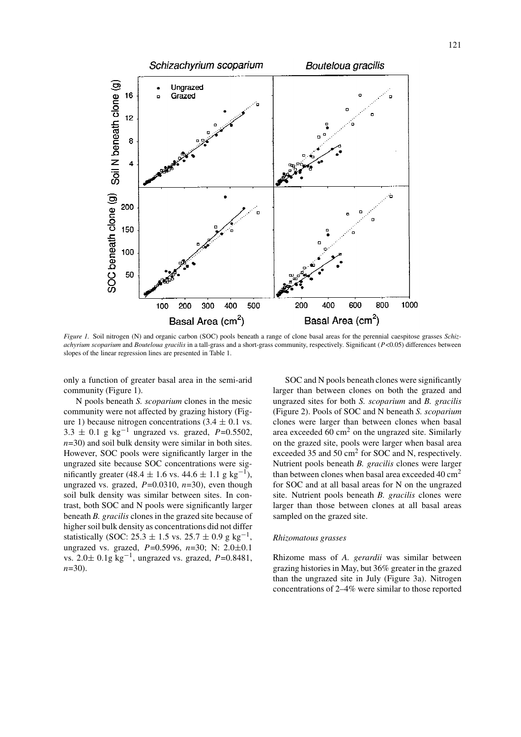*Figure 1.* Soil nitrogen (N) and organic carbon (SOC) pools beneath a range of clone basal areas for the perennial caespitose grasses *Schizachyrium scoparium* and *Bouteloua gracilis* in a tall-grass and a short-grass community, respectively. Significant ($P$<0.05) differences between slopes of the linear regression lines are presented in Table 1.

only a function of greater basal area in the semi-arid community (Figure 1).

N pools beneath *S. scoparium* clones in the mesic community were not affected by grazing history (Figure 1) because nitrogen concentrations (3.4 ± 0.1 vs. 3.3 ± 0.1 g kg$^{-1}$ ungrazed vs. grazed, $P$=0.5502, $n$=30) and soil bulk density were similar in both sites. However, SOC pools were significantly larger in the ungrazed site because SOC concentrations were significantly greater (48.4 ± 1.6 vs. 44.6 ± 1.1 g kg$^{-1}$), ungrazed vs. grazed, $P$=0.0310, $n$=30), even though soil bulk density was similar between sites. In contrast, both SOC and N pools were significantly larger beneath *B. gracilis* clones in the grazed site because of higher soil bulk density as concentrations did not differ statistically (SOC: 25.3 ± 1.5 vs. 25.7 ± 0.9 g kg$^{-1}$, ungrazed vs. grazed, $P$=0.5996, $n$=30; N: 2.0±0.1 vs. 2.0± 0.1g kg$^{-1}$, ungrazed vs. grazed, $P$=0.8481, $n$=30).

SOC and N pools beneath clones were significantly larger than between clones on both the grazed and ungrazed sites for both *S. scoparium* and *B. gracilis* (Figure 2). Pools of SOC and N beneath *S. scoparium* clones were larger than between clones when basal area exceeded 60 cm$^2$ on the ungrazed site. Similarly on the grazed site, pools were larger when basal area exceeded 35 and 50 cm$^2$ for SOC and N, respectively. Nutrient pools beneath *B. gracilis* clones were larger than between clones when basal area exceeded 40 cm$^2$ for SOC and at all basal areas for N on the ungrazed site. Nutrient pools beneath *B. gracilis* clones were larger than those between clones at all basal areas sampled on the grazed site.

### *Rhizomatous grasses*

Rhizome mass of *A. gerardii* was similar between grazing histories in May, but 36% greater in the grazed than the ungrazed site in July (Figure 3a). Nitrogen concentrations of 2–4% were similar to those reported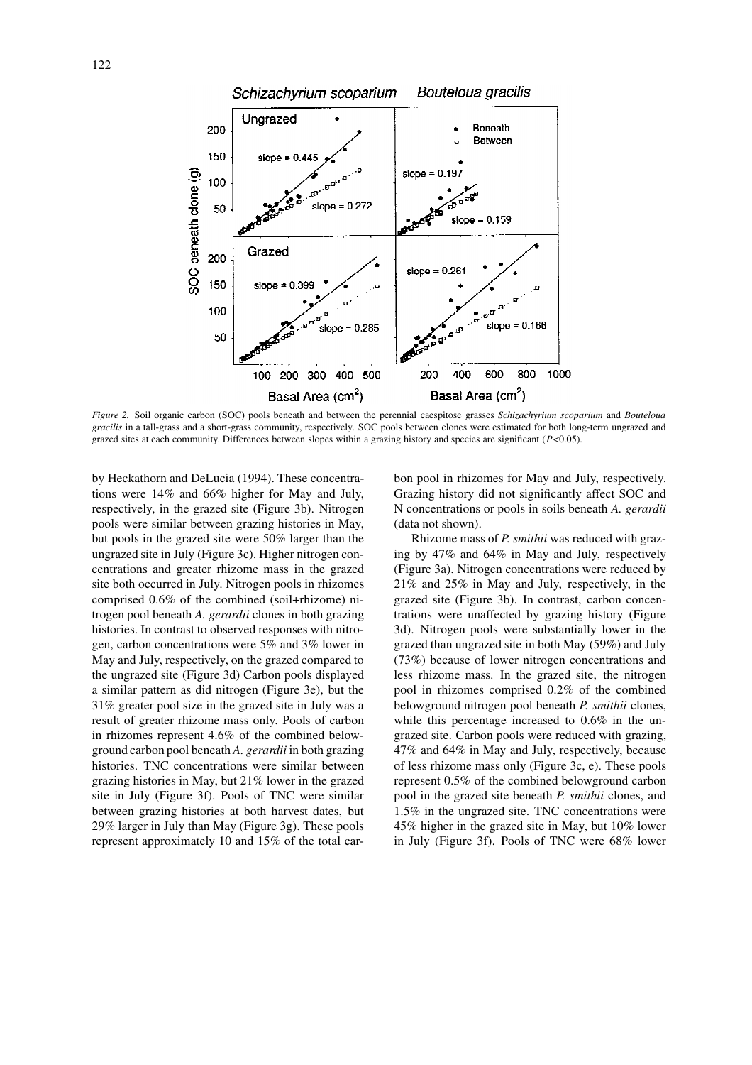*Figure 2.* Soil organic carbon (SOC) pools beneath and between the perennial caespitose grasses *Schizachyrium scoparium* and *Bouteloua gracilis* in a tall-grass and a short-grass community, respectively. SOC pools between clones were estimated for both long-term ungrazed and grazed sites at each community. Differences between slopes within a grazing history and species are significant ($P$<0.05).

by Heckathorn and DeLucia (1994). These concentrations were 14% and 66% higher for May and July, respectively, in the grazed site (Figure 3b). Nitrogen pools were similar between grazing histories in May, but pools in the grazed site were 50% larger than the ungrazed site in July (Figure 3c). Higher nitrogen concentrations and greater rhizome mass in the grazed site both occurred in July. Nitrogen pools in rhizomes comprised 0.6% of the combined (soil+rhizome) nitrogen pool beneath *A. gerardii* clones in both grazing histories. In contrast to observed responses with nitrogen, carbon concentrations were 5% and 3% lower in May and July, respectively, on the grazed compared to the ungrazed site (Figure 3d) Carbon pools displayed a similar pattern as did nitrogen (Figure 3e), but the 31% greater pool size in the grazed site in July was a result of greater rhizome mass only. Pools of carbon in rhizomes represent 4.6% of the combined belowground carbon pool beneath *A. gerardii* in both grazing histories. TNC concentrations were similar between grazing histories in May, but 21% lower in the grazed site in July (Figure 3f). Pools of TNC were similar between grazing histories at both harvest dates, but 29% larger in July than May (Figure 3g). These pools represent approximately 10 and 15% of the total carbon pool in rhizomes for May and July, respectively. Grazing history did not significantly affect SOC and N concentrations or pools in soils beneath *A. gerardii* (data not shown).

Rhizome mass of *P. smithii* was reduced with grazing by 47% and 64% in May and July, respectively (Figure 3a). Nitrogen concentrations were reduced by 21% and 25% in May and July, respectively, in the grazed site (Figure 3b). In contrast, carbon concentrations were unaffected by grazing history (Figure 3d). Nitrogen pools were substantially lower in the grazed than ungrazed site in both May (59%) and July (73%) because of lower nitrogen concentrations and less rhizome mass. In the grazed site, the nitrogen pool in rhizomes comprised 0.2% of the combined belowground nitrogen pool beneath *P. smithii* clones, while this percentage increased to 0.6% in the ungrazed site. Carbon pools were reduced with grazing, 47% and 64% in May and July, respectively, because of less rhizome mass only (Figure 3c, e). These pools represent 0.5% of the combined belowground carbon pool in the grazed site beneath *P. smithii* clones, and 1.5% in the ungrazed site. TNC concentrations were 45% higher in the grazed site in May, but 10% lower in July (Figure 3f). Pools of TNC were 68% lower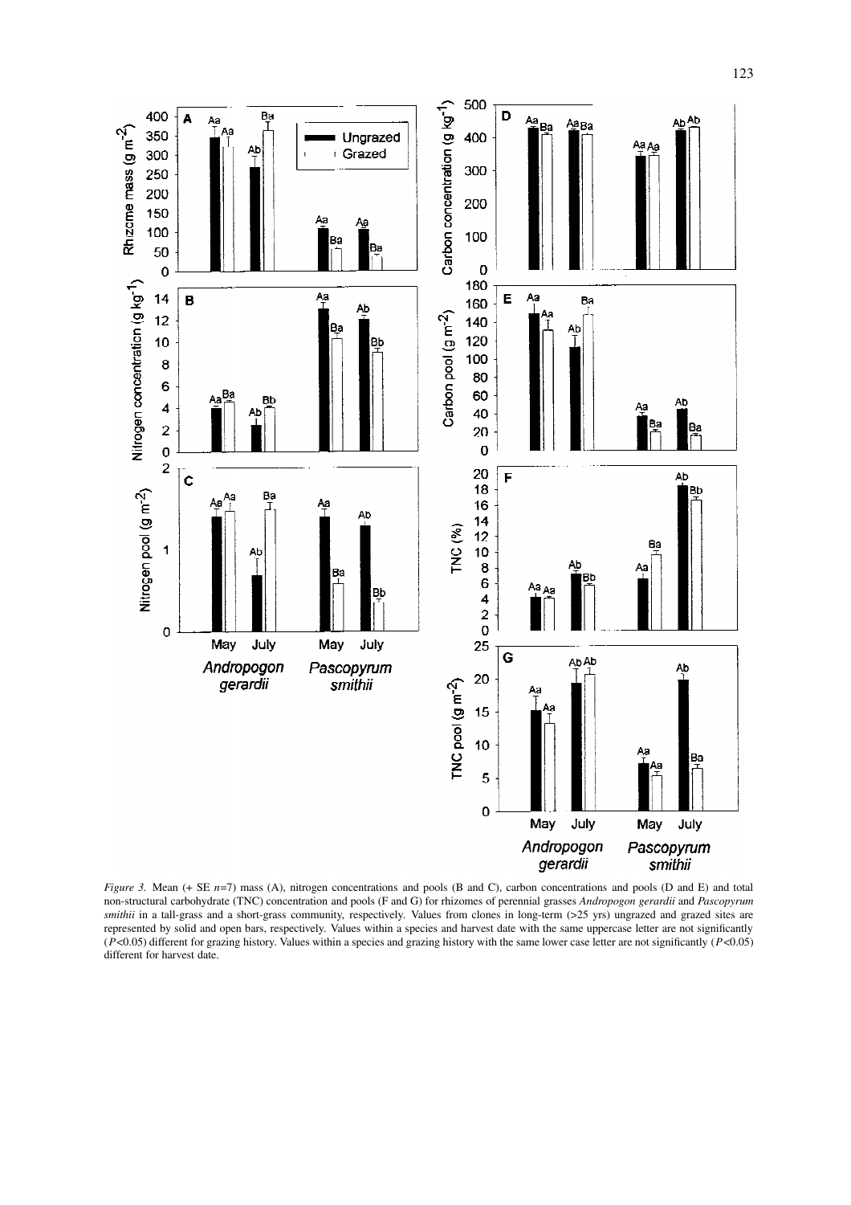*Figure 3.* Mean (+ SE $n$=7) mass (A), nitrogen concentrations and pools (B and C), carbon concentrations and pools (D and E) and total non-structural carbohydrate (TNC) concentration and pools (F and G) for rhizomes of perennial grasses *Andropogon gerardii* and *Pascopyrum smithii* in a tall-grass and a short-grass community, respectively. Values from clones in long-term (>25 yrs) ungrazed and grazed sites are represented by solid and open bars, respectively. Values within a species and harvest date with the same uppercase letter are not significantly ($P$<0.05) different for grazing history. Values within a species and grazing history with the same lower case letter are not significantly ($P$<0.05) different for harvest date.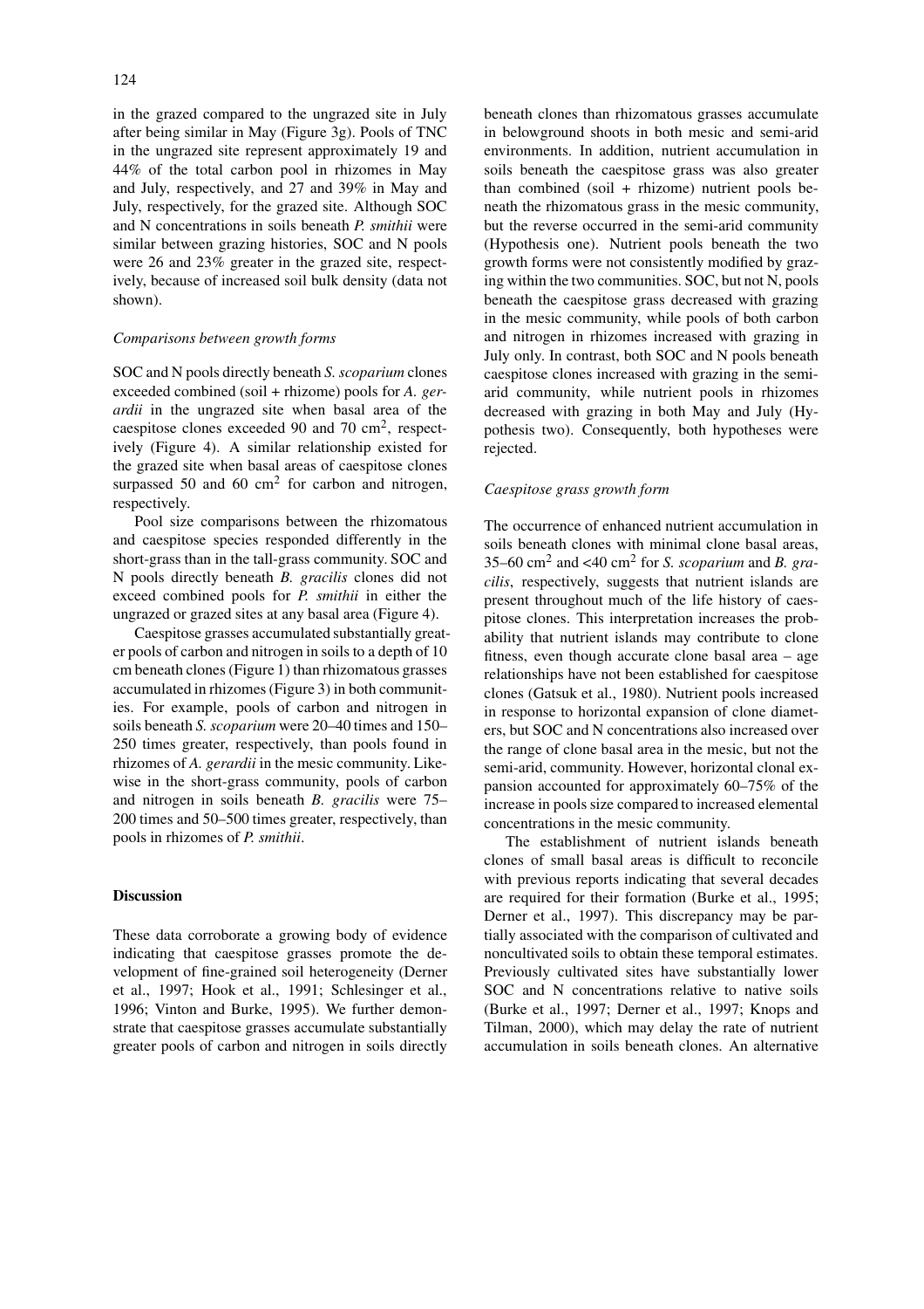in the grazed compared to the ungrazed site in July after being similar in May (Figure 3g). Pools of TNC in the ungrazed site represent approximately 19 and 44% of the total carbon pool in rhizomes in May and July, respectively, and 27 and 39% in May and July, respectively, for the grazed site. Although SOC and N concentrations in soils beneath *P. smithii* were similar between grazing histories, SOC and N pools were 26 and 23% greater in the grazed site, respectively, because of increased soil bulk density (data not shown).

*Comparisons between growth forms*

SOC and N pools directly beneath *S. scoparium* clones exceeded combined (soil + rhizome) pools for *A. gerardii* in the ungrazed site when basal area of the caespitose clones exceeded 90 and 70 cm$^2$, respectively (Figure 4). A similar relationship existed for the grazed site when basal areas of caespitose clones surpassed 50 and 60 cm$^2$ for carbon and nitrogen, respectively.

Pool size comparisons between the rhizomatous and caespitose species responded differently in the short-grass than in the tall-grass community. SOC and N pools directly beneath *B. gracilis* clones did not exceed combined pools for *P. smithii* in either the ungrazed or grazed sites at any basal area (Figure 4).

Caespitose grasses accumulated substantially greater pools of carbon and nitrogen in soils to a depth of 10 cm beneath clones (Figure 1) than rhizomatous grasses accumulated in rhizomes (Figure 3) in both communities. For example, pools of carbon and nitrogen in soils beneath *S. scoparium* were 20–40 times and 150–250 times greater, respectively, than pools found in rhizomes of *A. gerardii* in the mesic community. Likewise in the short-grass community, pools of carbon and nitrogen in soils beneath *B. gracilis* were 75–200 times and 50–500 times greater, respectively, than pools in rhizomes of *P. smithii*.

## Discussion

These data corroborate a growing body of evidence indicating that caespitose grasses promote the development of fine-grained soil heterogeneity (Derner et al., 1997; Hook et al., 1991; Schlesinger et al., 1996; Vinton and Burke, 1995). We further demonstrate that caespitose grasses accumulate substantially greater pools of carbon and nitrogen in soils directly beneath clones than rhizomatous grasses accumulate in belowground shoots in both mesic and semi-arid environments. In addition, nutrient accumulation in soils beneath the caespitose grass was also greater than combined (soil + rhizome) nutrient pools beneath the rhizomatous grass in the mesic community, but the reverse occurred in the semi-arid community (Hypothesis one). Nutrient pools beneath the two growth forms were not consistently modified by grazing within the two communities. SOC, but not N, pools beneath the caespitose grass decreased with grazing in the mesic community, while pools of both carbon and nitrogen in rhizomes increased with grazing in July only. In contrast, both SOC and N pools beneath caespitose clones increased with grazing in the semi-arid community, while nutrient pools in rhizomes decreased with grazing in both May and July (Hypothesis two). Consequently, both hypotheses were rejected.

*Caespitose grass growth form*

The occurrence of enhanced nutrient accumulation in soils beneath clones with minimal clone basal areas, 35–60 cm$^2$ and <40 cm$^2$ for *S. scoparium* and *B. gracilis*, respectively, suggests that nutrient islands are present throughout much of the life history of caespitose clones. This interpretation increases the probability that nutrient islands may contribute to clone fitness, even though accurate clone basal area – age relationships have not been established for caespitose clones (Gatsuk et al., 1980). Nutrient pools increased in response to horizontal expansion of clone diameters, but SOC and N concentrations also increased over the range of clone basal area in the mesic, but not the semi-arid, community. However, horizontal clonal expansion accounted for approximately 60–75% of the increase in pools size compared to increased elemental concentrations in the mesic community.

The establishment of nutrient islands beneath clones of small basal areas is difficult to reconcile with previous reports indicating that several decades are required for their formation (Burke et al., 1995; Derner et al., 1997). This discrepancy may be partially associated with the comparison of cultivated and noncultivated soils to obtain these temporal estimates. Previously cultivated sites have substantially lower SOC and N concentrations relative to native soils (Burke et al., 1997; Derner et al., 1997; Knops and Tilman, 2000), which may delay the rate of nutrient accumulation in soils beneath clones. An alternative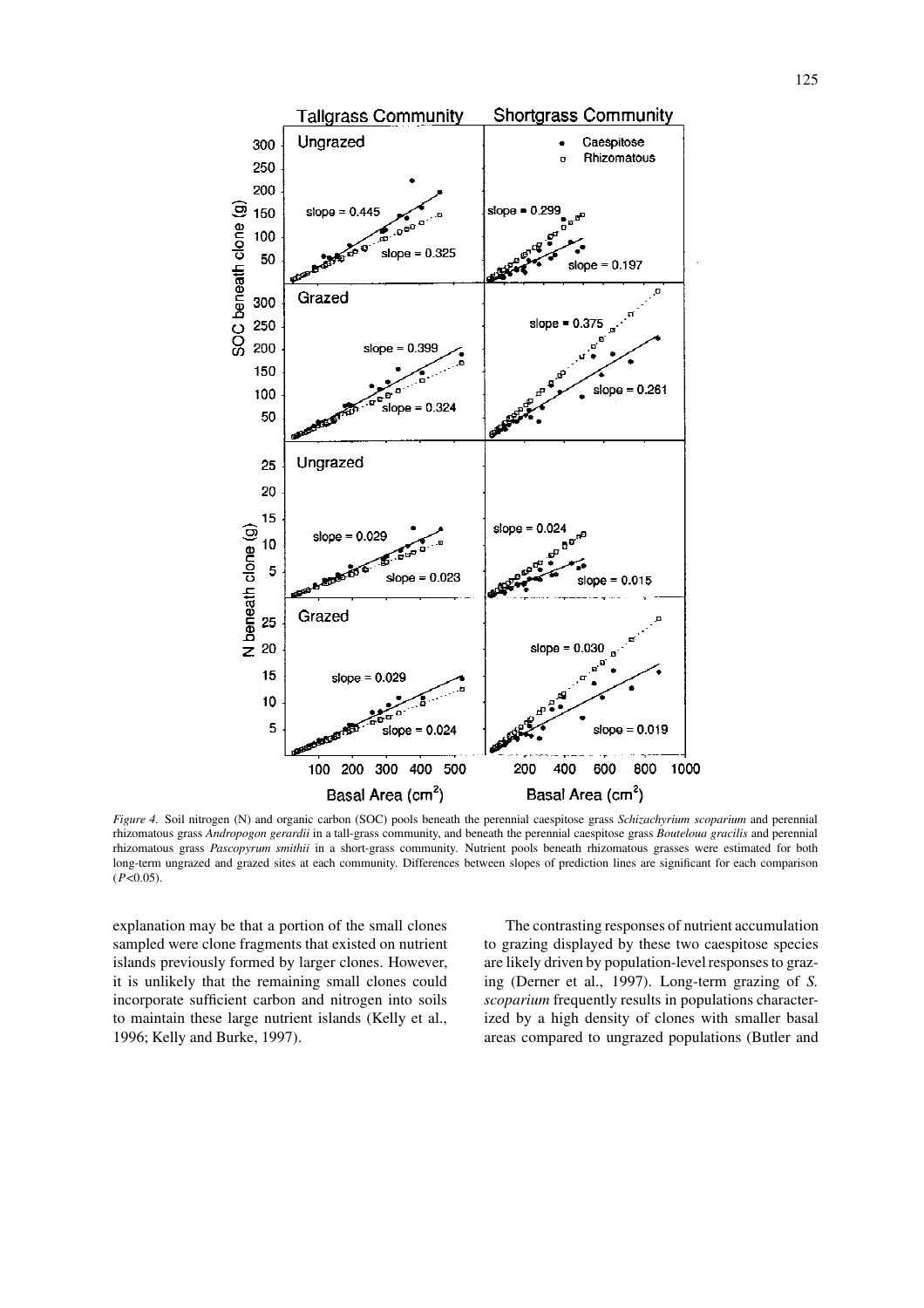*Figure 4.* Soil nitrogen (N) and organic carbon (SOC) pools beneath the perennial caespitose grass *Schizachyrium scoparium* and perennial rhizomatous grass *Andropogon gerardii* in a tall-grass community, and beneath the perennial caespitose grass *Bouteloua gracilis* and perennial rhizomatous grass *Pascopyrum smithii* in a short-grass community. Nutrient pools beneath rhizomatous grasses were estimated for both long-term ungrazed and grazed sites at each community. Differences between slopes of prediction lines are significant for each comparison ($P<0.05$).

explanation may be that a portion of the small clones sampled were clone fragments that existed on nutrient islands previously formed by larger clones. However, it is unlikely that the remaining small clones could incorporate sufficient carbon and nitrogen into soils to maintain these large nutrient islands (Kelly et al., 1996; Kelly and Burke, 1997).

The contrasting responses of nutrient accumulation to grazing displayed by these two caespitose species are likely driven by population-level responses to grazing (Derner et al., 1997). Long-term grazing of *S. scoparium* frequently results in populations characterized by a high density of clones with smaller basal areas compared to ungrazed populations (Butler and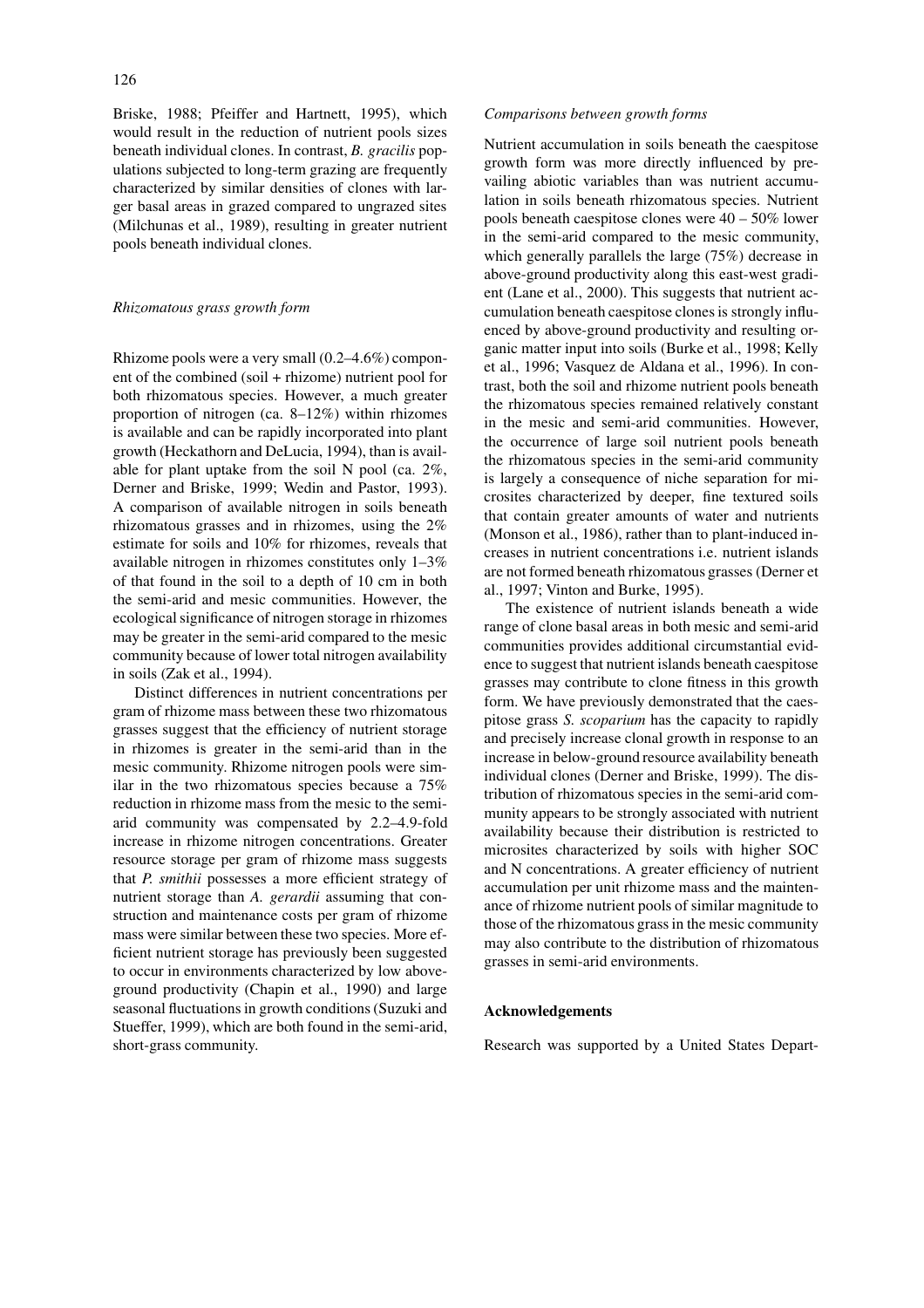Briske, 1988; Pfeiffer and Hartnett, 1995), which would result in the reduction of nutrient pools sizes beneath individual clones. In contrast, *B. gracilis* populations subjected to long-term grazing are frequently characterized by similar densities of clones with larger basal areas in grazed compared to ungrazed sites (Milchunas et al., 1989), resulting in greater nutrient pools beneath individual clones.

### *Rhizomatous grass growth form*

Rhizome pools were a very small (0.2–4.6%) component of the combined (soil + rhizome) nutrient pool for both rhizomatous species. However, a much greater proportion of nitrogen (ca. 8–12%) within rhizomes is available and can be rapidly incorporated into plant growth (Heckathorn and DeLucia, 1994), than is available for plant uptake from the soil N pool (ca. 2%, Derner and Briske, 1999; Wedin and Pastor, 1993). A comparison of available nitrogen in soils beneath rhizomatous grasses and in rhizomes, using the 2% estimate for soils and 10% for rhizomes, reveals that available nitrogen in rhizomes constitutes only 1–3% of that found in the soil to a depth of 10 cm in both the semi-arid and mesic communities. However, the ecological significance of nitrogen storage in rhizomes may be greater in the semi-arid compared to the mesic community because of lower total nitrogen availability in soils (Zak et al., 1994).

Distinct differences in nutrient concentrations per gram of rhizome mass between these two rhizomatous grasses suggest that the efficiency of nutrient storage in rhizomes is greater in the semi-arid than in the mesic community. Rhizome nitrogen pools were similar in the two rhizomatous species because a 75% reduction in rhizome mass from the mesic to the semi-arid community was compensated by 2.2–4.9-fold increase in rhizome nitrogen concentrations. Greater resource storage per gram of rhizome mass suggests that *P. smithii* possesses a more efficient strategy of nutrient storage than *A. gerardii* assuming that construction and maintenance costs per gram of rhizome mass were similar between these two species. More efficient nutrient storage has previously been suggested to occur in environments characterized by low above-ground productivity (Chapin et al., 1990) and large seasonal fluctuations in growth conditions (Suzuki and Stueffer, 1999), which are both found in the semi-arid, short-grass community.

### *Comparisons between growth forms*

Nutrient accumulation in soils beneath the caespitose growth form was more directly influenced by prevailing abiotic variables than was nutrient accumulation in soils beneath rhizomatous species. Nutrient pools beneath caespitose clones were 40 – 50% lower in the semi-arid compared to the mesic community, which generally parallels the large (75%) decrease in above-ground productivity along this east-west gradient (Lane et al., 2000). This suggests that nutrient accumulation beneath caespitose clones is strongly influenced by above-ground productivity and resulting organic matter input into soils (Burke et al., 1998; Kelly et al., 1996; Vasquez de Aldana et al., 1996). In contrast, both the soil and rhizome nutrient pools beneath the rhizomatous species remained relatively constant in the mesic and semi-arid communities. However, the occurrence of large soil nutrient pools beneath the rhizomatous species in the semi-arid community is largely a consequence of niche separation for microsites characterized by deeper, fine textured soils that contain greater amounts of water and nutrients (Monson et al., 1986), rather than to plant-induced increases in nutrient concentrations i.e. nutrient islands are not formed beneath rhizomatous grasses (Derner et al., 1997; Vinton and Burke, 1995).

The existence of nutrient islands beneath a wide range of clone basal areas in both mesic and semi-arid communities provides additional circumstantial evidence to suggest that nutrient islands beneath caespitose grasses may contribute to clone fitness in this growth form. We have previously demonstrated that the caespitose grass *S. scoparium* has the capacity to rapidly and precisely increase clonal growth in response to an increase in below-ground resource availability beneath individual clones (Derner and Briske, 1999). The distribution of rhizomatous species in the semi-arid community appears to be strongly associated with nutrient availability because their distribution is restricted to microsites characterized by soils with higher SOC and N concentrations. A greater efficiency of nutrient accumulation per unit rhizome mass and the maintenance of rhizome nutrient pools of similar magnitude to those of the rhizomatous grass in the mesic community may also contribute to the distribution of rhizomatous grasses in semi-arid environments.

### Acknowledgements

Research was supported by a United States Depart-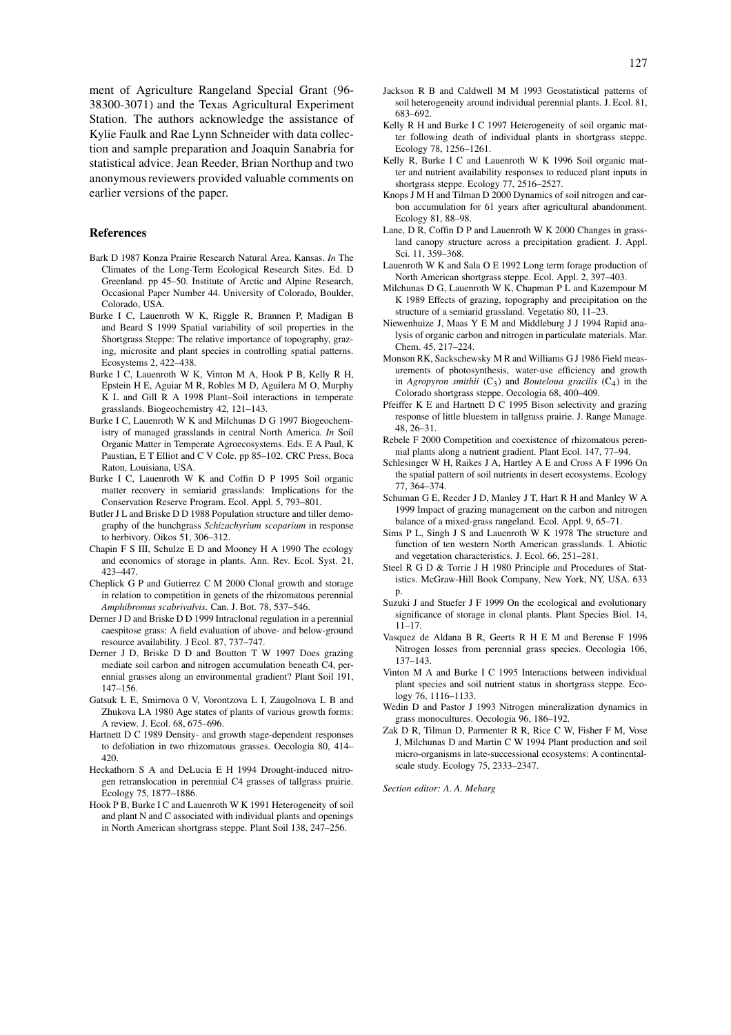ment of Agriculture Rangeland Special Grant (96-38300-3071) and the Texas Agricultural Experiment Station. The authors acknowledge the assistance of Kylie Faulk and Rae Lynn Schneider with data collection and sample preparation and Joaquin Sanabria for statistical advice. Jean Reeder, Brian Northup and two anonymous reviewers provided valuable comments on earlier versions of the paper.

## References

Bark D 1987 Konza Prairie Research Natural Area, Kansas. *In* The Climates of the Long-Term Ecological Research Sites. Ed. D Greenland. pp 45–50. Institute of Arctic and Alpine Research, Occasional Paper Number 44. University of Colorado, Boulder, Colorado, USA.

Burke I C, Lauenroth W K, Riggle R, Brannen P, Madigan B and Beard S 1999 Spatial variability of soil properties in the Shortgrass Steppe: The relative importance of topography, grazing, microsite and plant species in controlling spatial patterns. Ecosystems 2, 422–438.

Burke I C, Lauenroth W K, Vinton M A, Hook P B, Kelly R H, Epstein H E, Aguiar M R, Robles M D, Aguilera M O, Murphy K L and Gill R A 1998 Plant–Soil interactions in temperate grasslands. Biogeochemistry 42, 121–143.

Burke I C, Lauenroth W K and Milchunas D G 1997 Biogeochemistry of managed grasslands in central North America. *In* Soil Organic Matter in Temperate Agroecosystems. Eds. E A Paul, K Paustian, E T Elliot and C V Cole. pp 85–102. CRC Press, Boca Raton, Louisiana, USA.

Burke I C, Lauenroth W K and Coffin D P 1995 Soil organic matter recovery in semiarid grasslands: Implications for the Conservation Reserve Program. Ecol. Appl. 5, 793–801.

Butler J L and Briske D D 1988 Population structure and tiller demography of the bunchgrass *Schizachyrium scoparium* in response to herbivory. Oikos 51, 306–312.

Chapin F S III, Schulze E D and Mooney H A 1990 The ecology and economics of storage in plants. Ann. Rev. Ecol. Syst. 21, 423–447.

Cheplick G P and Gutierrez C M 2000 Clonal growth and storage in relation to competition in genets of the rhizomatous perennial *Amphibromus scabrivalvis*. Can. J. Bot. 78, 537–546.

Derner J D and Briske D D 1999 Intraclonal regulation in a perennial caespitose grass: A field evaluation of above- and below-ground resource availability. J Ecol. 87, 737–747.

Derner J D, Briske D D and Boutton T W 1997 Does grazing mediate soil carbon and nitrogen accumulation beneath C4, perennial grasses along an environmental gradient? Plant Soil 191, 147–156.

Gatsuk L E, Smirnova 0 V, Vorontzova L I, Zaugolnova L B and Zhukova LA 1980 Age states of plants of various growth forms: A review. J. Ecol. 68, 675–696.

Hartnett D C 1989 Density- and growth stage-dependent responses to defoliation in two rhizomatous grasses. Oecologia 80, 414–420.

Heckathorn S A and DeLucia E H 1994 Drought-induced nitrogen retranslocation in perennial C4 grasses of tallgrass prairie. Ecology 75, 1877–1886.

Hook P B, Burke I C and Lauenroth W K 1991 Heterogeneity of soil and plant N and C associated with individual plants and openings in North American shortgrass steppe. Plant Soil 138, 247–256.

Jackson R B and Caldwell M M 1993 Geostatistical patterns of soil heterogeneity around individual perennial plants. J. Ecol. 81, 683–692.

Kelly R H and Burke I C 1997 Heterogeneity of soil organic matter following death of individual plants in shortgrass steppe. Ecology 78, 1256–1261.

Kelly R, Burke I C and Lauenroth W K 1996 Soil organic matter and nutrient availability responses to reduced plant inputs in shortgrass steppe. Ecology 77, 2516–2527.

Knops J M H and Tilman D 2000 Dynamics of soil nitrogen and carbon accumulation for 61 years after agricultural abandonment. Ecology 81, 88–98.

Lane, D R, Coffin D P and Lauenroth W K 2000 Changes in grassland canopy structure across a precipitation gradient. J. Appl. Sci. 11, 359–368.

Lauenroth W K and Sala O E 1992 Long term forage production of North American shortgrass steppe. Ecol. Appl. 2, 397–403.

Milchunas D G, Lauenroth W K, Chapman P L and Kazempour M K 1989 Effects of grazing, topography and precipitation on the structure of a semiarid grassland. Vegetatio 80, 11–23.

Niewenhuize J, Maas Y E M and Middleburg J J 1994 Rapid analysis of organic carbon and nitrogen in particulate materials. Mar. Chem. 45, 217–224.

Monson RK, Sackschewsky M R and Williams G J 1986 Field measurements of photosynthesis, water-use efficiency and growth in *Agropyron smithii* ($C_3$) and *Bouteloua gracilis* ($C_4$) in the Colorado shortgrass steppe. Oecologia 68, 400–409.

Pfeiffer K E and Hartnett D C 1995 Bison selectivity and grazing response of little bluestem in tallgrass prairie. J. Range Manage. 48, 26–31.

Rebele F 2000 Competition and coexistence of rhizomatous perennial plants along a nutrient gradient. Plant Ecol. 147, 77–94.

Schlesinger W H, Raikes J A, Hartley A E and Cross A F 1996 On the spatial pattern of soil nutrients in desert ecosystems. Ecology 77, 364–374.

Schuman G E, Reeder J D, Manley J T, Hart R H and Manley W A 1999 Impact of grazing management on the carbon and nitrogen balance of a mixed-grass rangeland. Ecol. Appl. 9, 65–71.

Sims P L, Singh J S and Lauenroth W K 1978 The structure and function of ten western North American grasslands. I. Abiotic and vegetation characteristics. J. Ecol. 66, 251–281.

Steel R G D & Torrie J H 1980 Principle and Procedures of Statistics. McGraw-Hill Book Company, New York, NY, USA. 633 p.

Suzuki J and Stuefer J F 1999 On the ecological and evolutionary significance of storage in clonal plants. Plant Species Biol. 14, 11–17.

Vasquez de Aldana B R, Geerts R H E M and Berense F 1996 Nitrogen losses from perennial grass species. Oecologia 106, 137–143.

Vinton M A and Burke I C 1995 Interactions between individual plant species and soil nutrient status in shortgrass steppe. Ecology 76, 1116–1133.

Wedin D and Pastor J 1993 Nitrogen mineralization dynamics in grass monocultures. Oecologia 96, 186–192.

Zak D R, Tilman D, Parmenter R R, Rice C W, Fisher F M, Vose J, Milchunas D and Martin C W 1994 Plant production and soil micro-organisms in late-successional ecosystems: A continental-scale study. Ecology 75, 2333–2347.

*Section editor: A. A. Meharg*